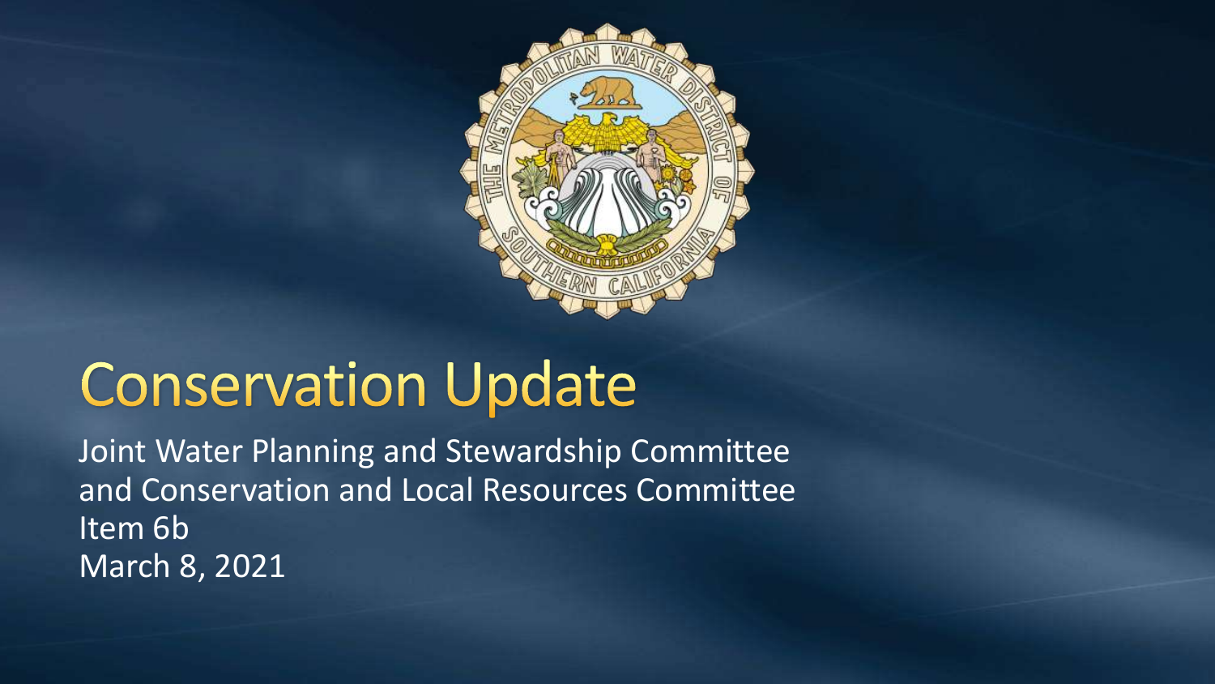# Conservation Update

Joint Water Planning and Stewardship Committee and Conservation and Local Resources Committee
Item 6b
March 8, 2021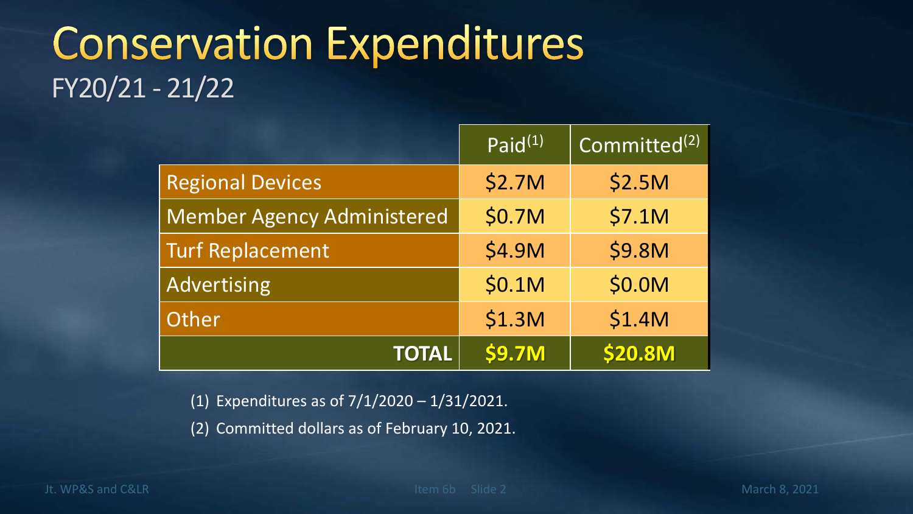# Conservation Expenditures

## FY20/21 - 21/22

| | Paid[1] | Committed[2] |
|---|---|---|
| Regional Devices | \$2.7M | \$2.5M |
| Member Agency Administered | \$0.7M | \$7.1M |
| Turf Replacement | \$4.9M | \$9.8M |
| Advertising | \$0.1M | \$0.0M |
| Other | \$1.3M | \$1.4M |
| **TOTAL** | **\$9.7M** | **\$20.8M** |

(1) Expenditures as of 7/1/2020 – 1/31/2021.

(2) Committed dollars as of February 10, 2021.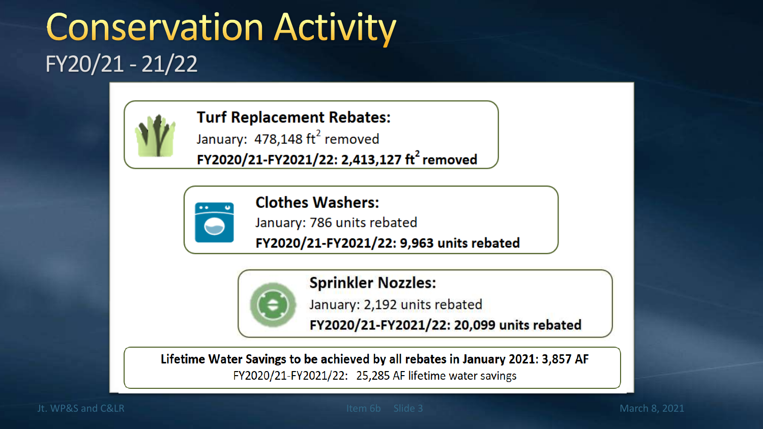# Conservation Activity

## FY20/21 - 21/22

**Turf Replacement Rebates:**

January: 478,148 $ft^2$ removed

**FY2020/21-FY2021/22: 2,413,127 $ft^2$ removed**

**Clothes Washers:**

January: 786 units rebated

**FY2020/21-FY2021/22: 9,963 units rebated**

**Sprinkler Nozzles:**

January: 2,192 units rebated

**FY2020/21-FY2021/22: 20,099 units rebated**

**Lifetime Water Savings to be achieved by all rebates in January 2021: 3,857 AF**

FY2020/21-FY2021/22: 25,285 AF lifetime water savings

Jt. WP&S and C&LR — Item 6b — March 8, 2021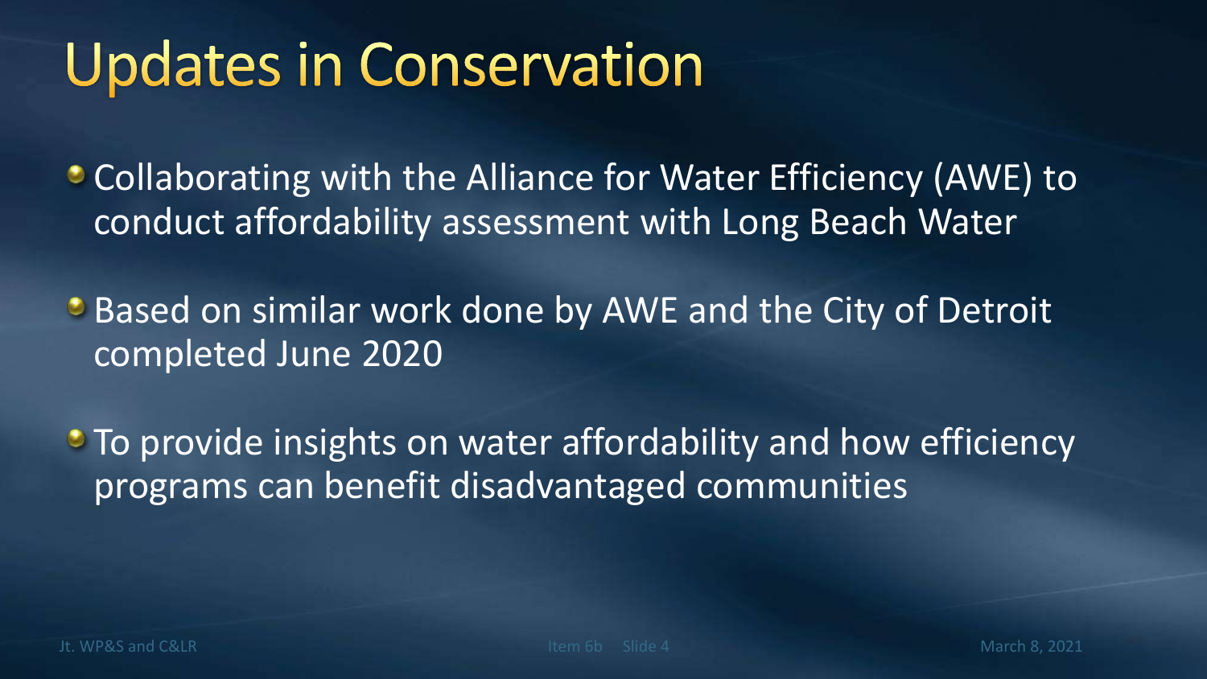# Updates in Conservation

- Collaborating with the Alliance for Water Efficiency (AWE) to conduct affordability assessment with Long Beach Water
- Based on similar work done by AWE and the City of Detroit completed June 2020
- To provide insights on water affordability and how efficiency programs can benefit disadvantaged communities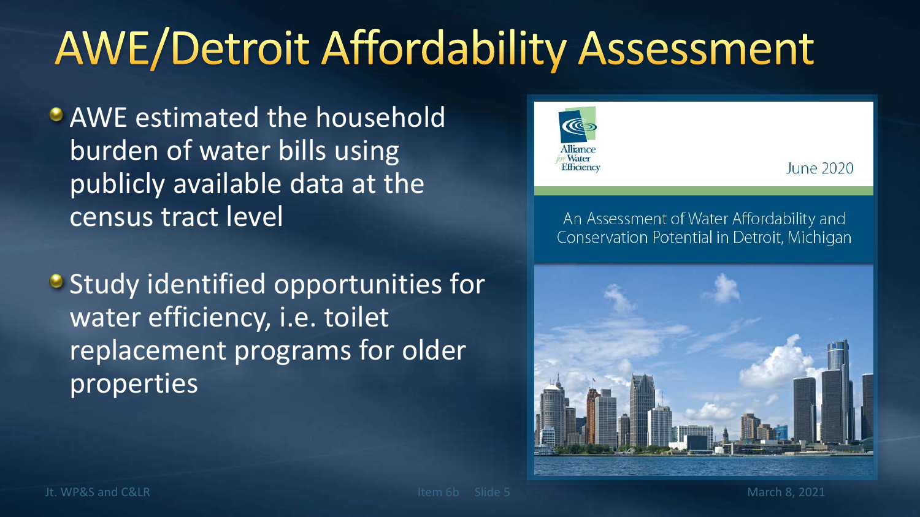# AWE/Detroit Affordability Assessment

- AWE estimated the household burden of water bills using publicly available data at the census tract level
- Study identified opportunities for water efficiency, i.e. toilet replacement programs for older properties

Alliance for Water Efficiency

June 2020

An Assessment of Water Affordability and Conservation Potential in Detroit, Michigan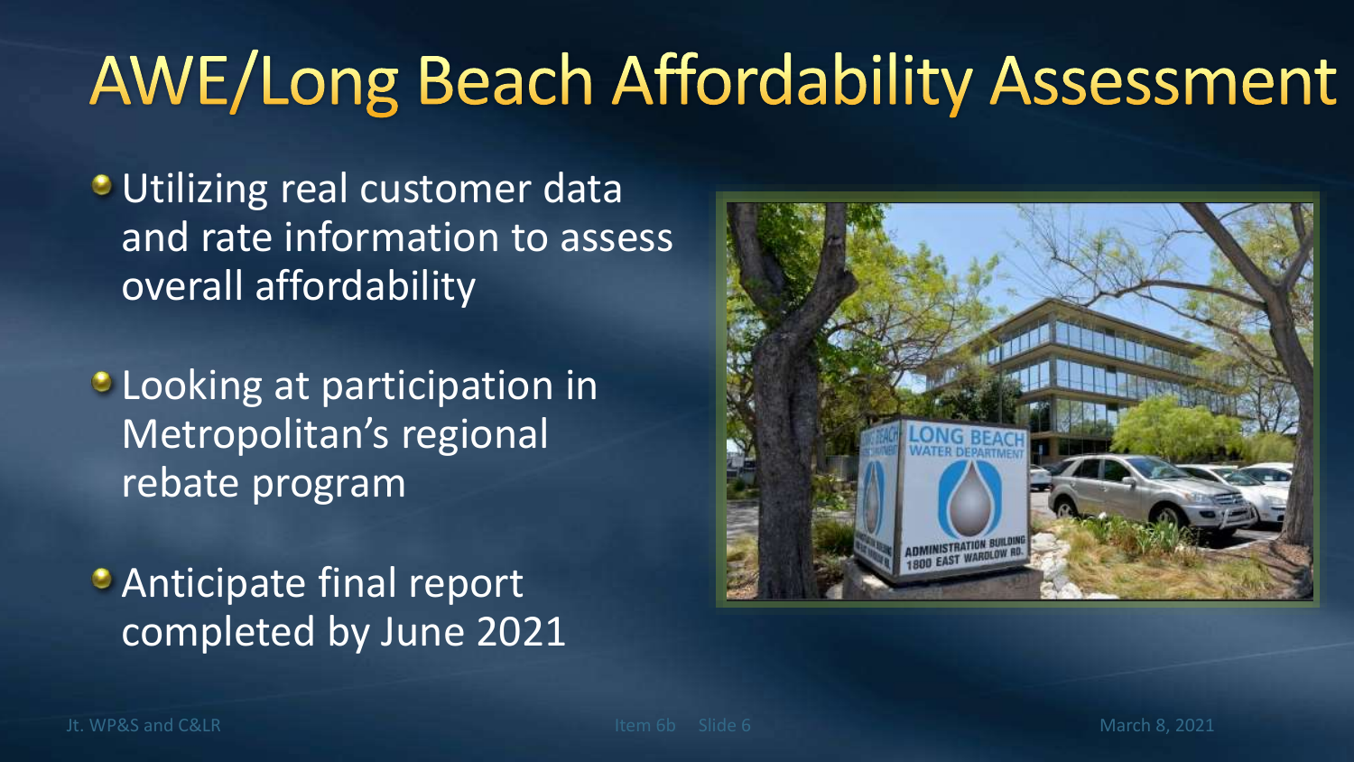# AWE/Long Beach Affordability Assessment

- Utilizing real customer data and rate information to assess overall affordability
- Looking at participation in Metropolitan's regional rebate program
- Anticipate final report completed by June 2021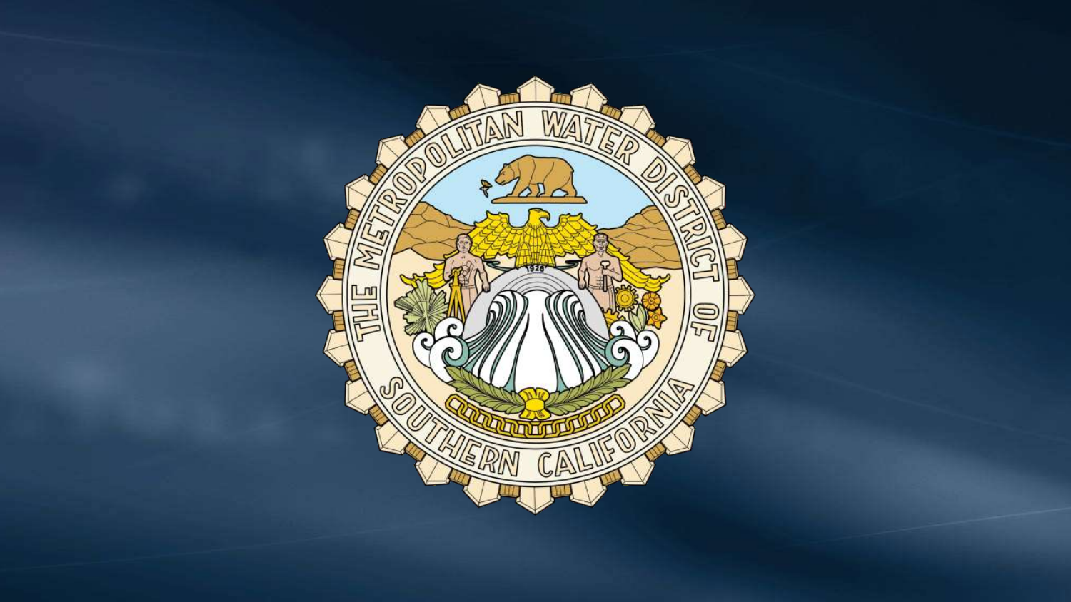THE METROPOLITAN WATER DISTRICT OF SOUTHERN CALIFORNIA

1928